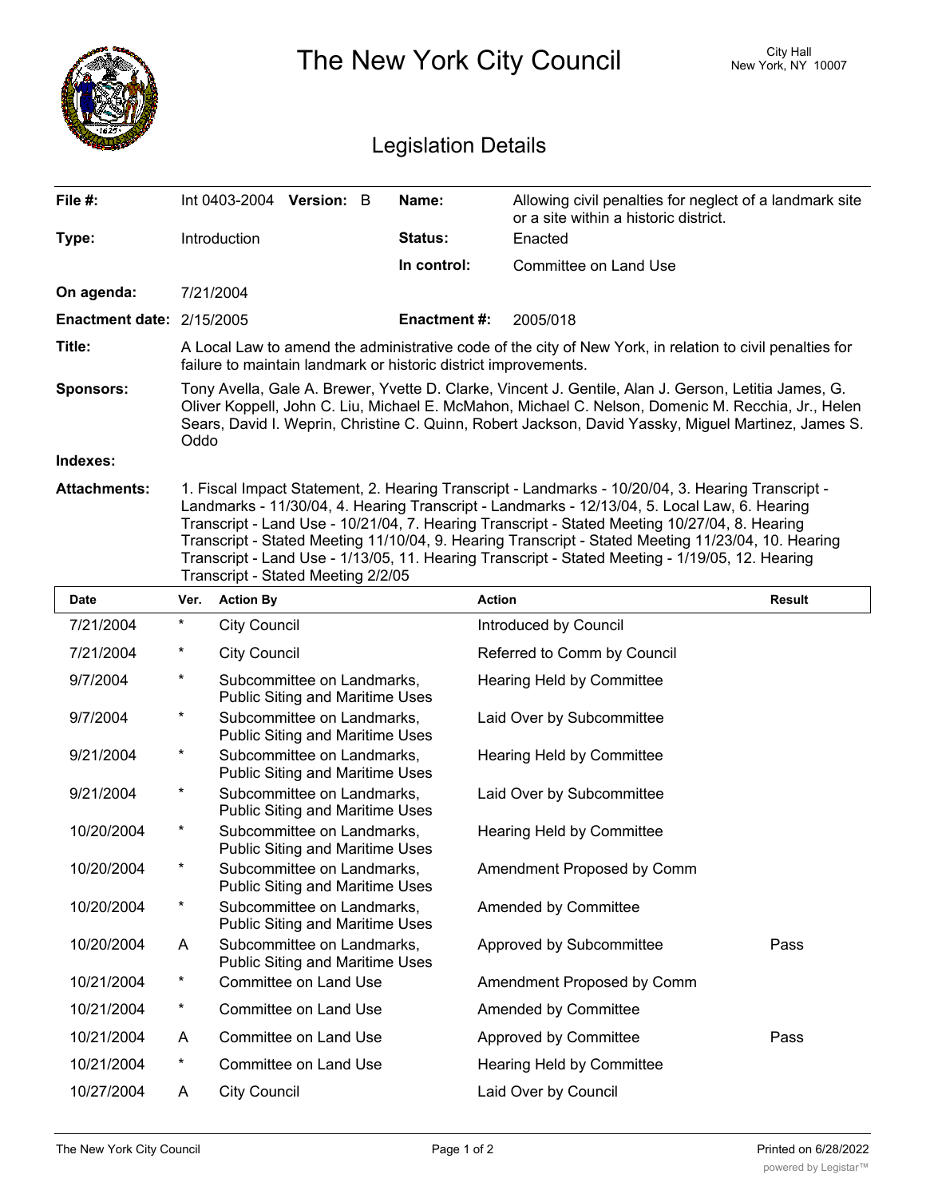# The New York City Council

City Hall
New York, NY 10007

## Legislation Details

| | | | |
|---|---|---|---|
| **File #:** | Int 0403-2004 **Version:** B | **Name:** | Allowing civil penalties for neglect of a landmark site or a site within a historic district. |
| **Type:** | Introduction | **Status:** | Enacted |
| | | **In control:** | Committee on Land Use |
| **On agenda:** | 7/21/2004 | | |
| **Enactment date:** | 2/15/2005 | **Enactment #:** | 2005/018 |

**Title:** A Local Law to amend the administrative code of the city of New York, in relation to civil penalties for failure to maintain landmark or historic district improvements.

**Sponsors:** Tony Avella, Gale A. Brewer, Yvette D. Clarke, Vincent J. Gentile, Alan J. Gerson, Letitia James, G. Oliver Koppell, John C. Liu, Michael E. McMahon, Michael C. Nelson, Domenic M. Recchia, Jr., Helen Sears, David I. Weprin, Christine C. Quinn, Robert Jackson, David Yassky, Miguel Martinez, James S. Oddo

**Indexes:**

**Attachments:** 1. Fiscal Impact Statement, 2. Hearing Transcript - Landmarks - 10/20/04, 3. Hearing Transcript - Landmarks - 11/30/04, 4. Hearing Transcript - Landmarks - 12/13/04, 5. Local Law, 6. Hearing Transcript - Land Use - 10/21/04, 7. Hearing Transcript - Stated Meeting 10/27/04, 8. Hearing Transcript - Stated Meeting 11/10/04, 9. Hearing Transcript - Stated Meeting 11/23/04, 10. Hearing Transcript - Land Use - 1/13/05, 11. Hearing Transcript - Stated Meeting - 1/19/05, 12. Hearing Transcript - Stated Meeting 2/2/05

| Date | Ver. | Action By | Action | Result |
|---|---|---|---|---|
| 7/21/2004 | * | City Council | Introduced by Council | |
| 7/21/2004 | * | City Council | Referred to Comm by Council | |
| 9/7/2004 | * | Subcommittee on Landmarks, Public Siting and Maritime Uses | Hearing Held by Committee | |
| 9/7/2004 | * | Subcommittee on Landmarks, Public Siting and Maritime Uses | Laid Over by Subcommittee | |
| 9/21/2004 | * | Subcommittee on Landmarks, Public Siting and Maritime Uses | Hearing Held by Committee | |
| 9/21/2004 | * | Subcommittee on Landmarks, Public Siting and Maritime Uses | Laid Over by Subcommittee | |
| 10/20/2004 | * | Subcommittee on Landmarks, Public Siting and Maritime Uses | Hearing Held by Committee | |
| 10/20/2004 | * | Subcommittee on Landmarks, Public Siting and Maritime Uses | Amendment Proposed by Comm | |
| 10/20/2004 | * | Subcommittee on Landmarks, Public Siting and Maritime Uses | Amended by Committee | |
| 10/20/2004 | A | Subcommittee on Landmarks, Public Siting and Maritime Uses | Approved by Subcommittee | Pass |
| 10/21/2004 | * | Committee on Land Use | Amendment Proposed by Comm | |
| 10/21/2004 | * | Committee on Land Use | Amended by Committee | |
| 10/21/2004 | A | Committee on Land Use | Approved by Committee | Pass |
| 10/21/2004 | * | Committee on Land Use | Hearing Held by Committee | |
| 10/27/2004 | A | City Council | Laid Over by Council | |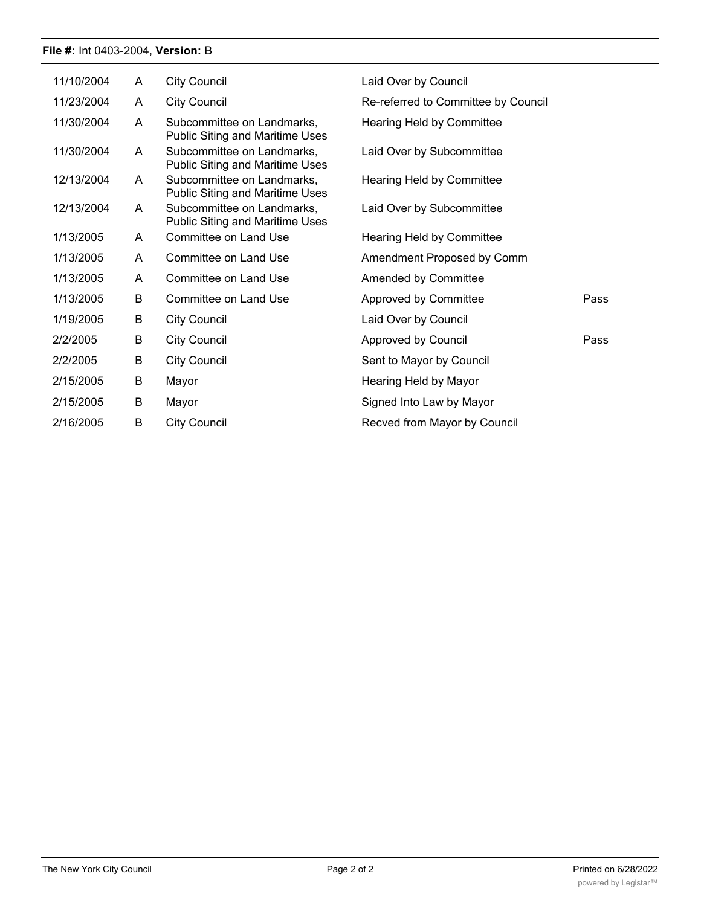**File #:** Int 0403-2004, **Version:** B

| | | | | |
|---|---|---|---|---|
| 11/10/2004 | A | City Council | Laid Over by Council | |
| 11/23/2004 | A | City Council | Re-referred to Committee by Council | |
| 11/30/2004 | A | Subcommittee on Landmarks, Public Siting and Maritime Uses | Hearing Held by Committee | |
| 11/30/2004 | A | Subcommittee on Landmarks, Public Siting and Maritime Uses | Laid Over by Subcommittee | |
| 12/13/2004 | A | Subcommittee on Landmarks, Public Siting and Maritime Uses | Hearing Held by Committee | |
| 12/13/2004 | A | Subcommittee on Landmarks, Public Siting and Maritime Uses | Laid Over by Subcommittee | |
| 1/13/2005 | A | Committee on Land Use | Hearing Held by Committee | |
| 1/13/2005 | A | Committee on Land Use | Amendment Proposed by Comm | |
| 1/13/2005 | A | Committee on Land Use | Amended by Committee | |
| 1/13/2005 | B | Committee on Land Use | Approved by Committee | Pass |
| 1/19/2005 | B | City Council | Laid Over by Council | |
| 2/2/2005 | B | City Council | Approved by Council | Pass |
| 2/2/2005 | B | City Council | Sent to Mayor by Council | |
| 2/15/2005 | B | Mayor | Hearing Held by Mayor | |
| 2/15/2005 | B | Mayor | Signed Into Law by Mayor | |
| 2/16/2005 | B | City Council | Recved from Mayor by Council | |